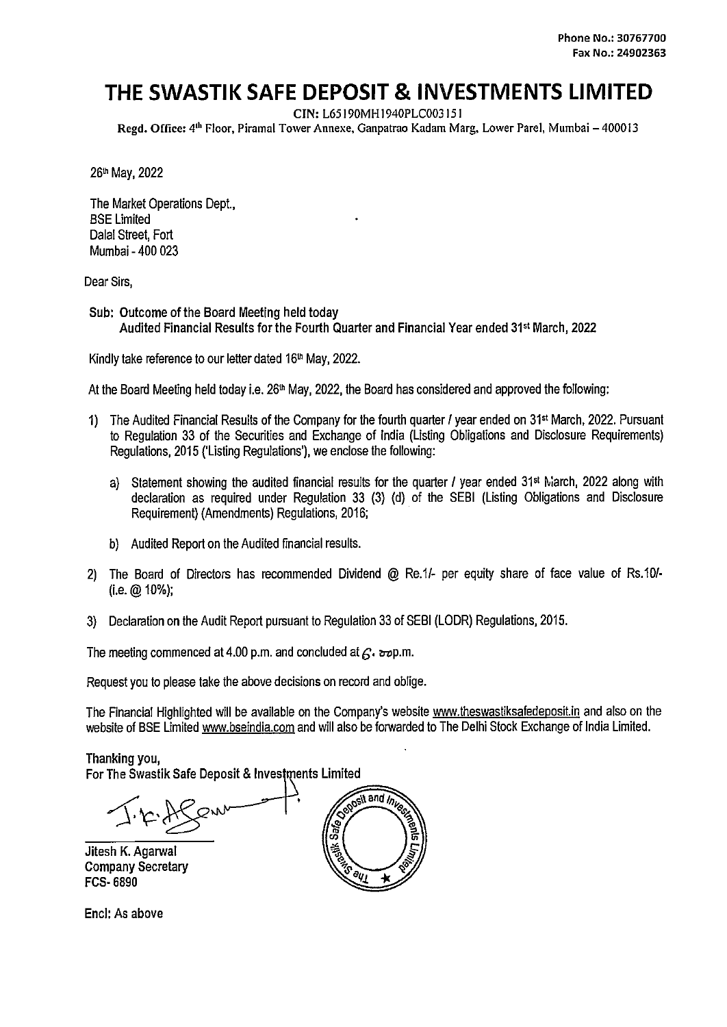Phone No.: 30767700
Fax No.: 24902363

# THE SWASTIK SAFE DEPOSIT & INVESTMENTS LIMITED

CIN: L65190MH1940PLC003151

Regd. Office: 4th Floor, Piramal Tower Annexe, Ganpatrao Kadam Marg, Lower Parel, Mumbai – 400013

26th May, 2022

The Market Operations Dept.,
BSE Limited
Dalal Street, Fort
Mumbai - 400 023

Dear Sirs,

**Sub: Outcome of the Board Meeting held today**
**Audited Financial Results for the Fourth Quarter and Financial Year ended 31st March, 2022**

Kindly take reference to our letter dated 16th May, 2022.

At the Board Meeting held today i.e. 26th May, 2022, the Board has considered and approved the following:

1) The Audited Financial Results of the Company for the fourth quarter / year ended on 31st March, 2022. Pursuant to Regulation 33 of the Securities and Exchange of India (Listing Obligations and Disclosure Requirements) Regulations, 2015 ('Listing Regulations'), we enclose the following:

   a) Statement showing the audited financial results for the quarter / year ended 31st March, 2022 along with declaration as required under Regulation 33 (3) (d) of the SEBI (Listing Obligations and Disclosure Requirement) (Amendments) Regulations, 2016;

   b) Audited Report on the Audited financial results.

2) The Board of Directors has recommended Dividend @ Re.1/- per equity share of face value of Rs.10/- (i.e. @ 10%);

3) Declaration on the Audit Report pursuant to Regulation 33 of SEBI (LODR) Regulations, 2015.

The meeting commenced at 4.00 p.m. and concluded at 6.00 p.m.

Request you to please take the above decisions on record and oblige.

The Financial Highlighted will be available on the Company's website www.theswastiksafedeposit.in and also on the website of BSE Limited www.bseindia.com and will also be forwarded to The Delhi Stock Exchange of India Limited.

Thanking you,
**For The Swastik Safe Deposit & Investments Limited**

**Jitesh K. Agarwal**
**Company Secretary**
**FCS- 6890**

Encl: As above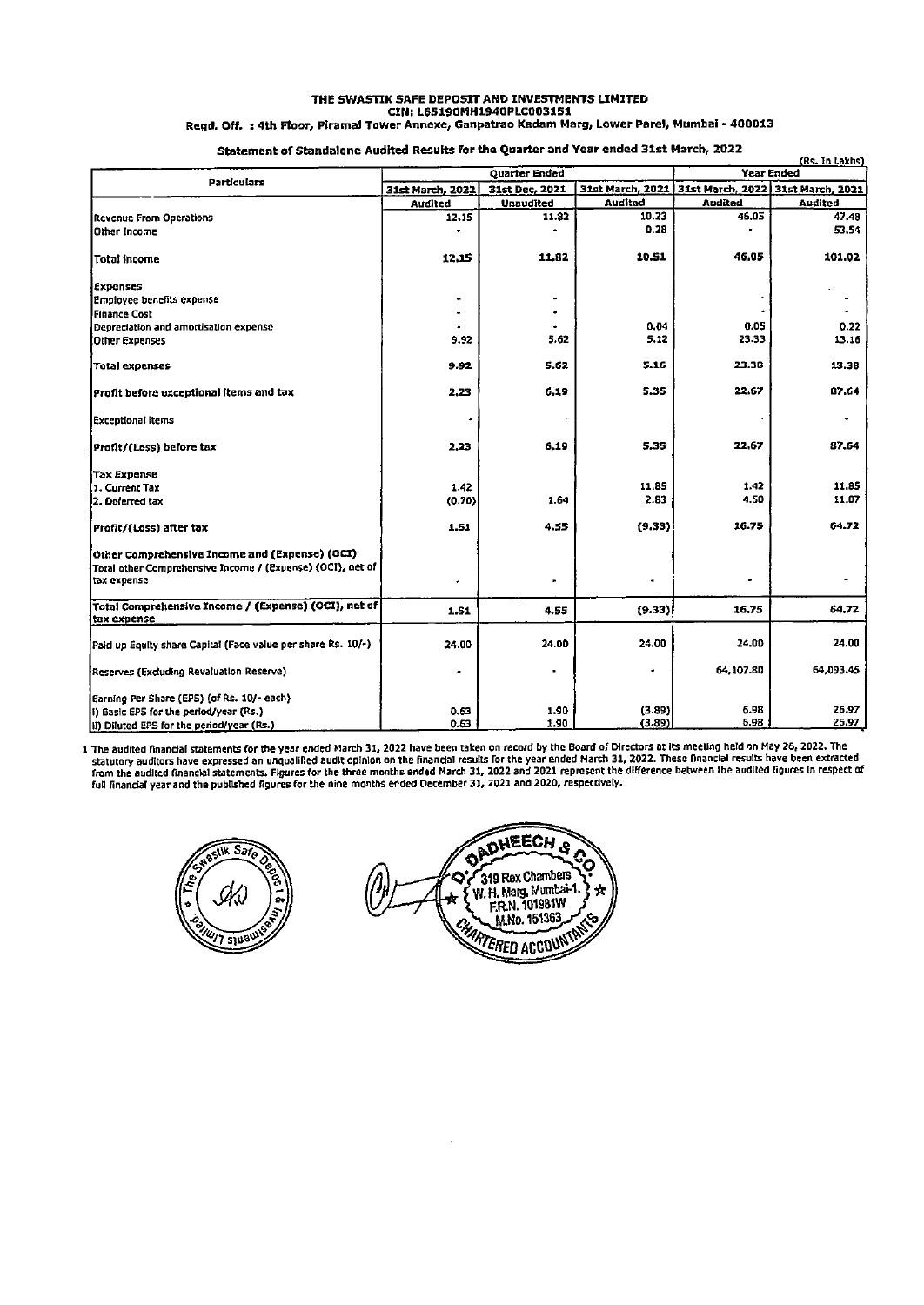**THE SWASTIK SAFE DEPOSIT AND INVESTMENTS LIMITED**
**CIN: L65190MH1940PLC003151**
**Regd. Off. : 4th Floor, Piramal Tower Annexe, Ganpatrao Kadam Marg, Lower Parel, Mumbai - 400013**

**Statement of Standalone Audited Results for the Quarter and Year ended 31st March, 2022**

(Rs. In Lakhs)

| Particulars | Quarter Ended | | | Year Ended | |
|---|---|---|---|---|---|
| | 31st March, 2022 | 31st Dec, 2021 | 31st March, 2021 | 31st March, 2022 | 31st March, 2021 |
| | Audited | Unaudited | Audited | Audited | Audited |
| Revenue From Operations | 12.15 | 11.82 | 10.23 | 46.05 | 47.48 |
| Other Income | - | - | 0.28 | - | 53.54 |
| **Total Income** | **12.15** | **11.82** | **10.51** | **46.05** | **101.02** |
| Expenses | | | | | |
| Employee benefits expense | - | - | | - | - |
| Finance Cost | - | - | | - | - |
| Depreciation and amortisation expense | - | - | 0.04 | 0.05 | 0.22 |
| Other Expenses | 9.92 | 5.62 | 5.12 | 23.33 | 13.16 |
| **Total expenses** | **9.92** | **5.62** | **5.16** | **23.38** | **13.38** |
| **Profit before exceptional items and tax** | **2.23** | **6.19** | **5.35** | **22.67** | **87.64** |
| **Exceptional items** | - | | | - | - |
| **Profit/(Loss) before tax** | **2.23** | **6.19** | **5.35** | **22.67** | **87.64** |
| Tax Expense | | | | | |
| 1. Current Tax | 1.42 | | 11.85 | 1.42 | 11.85 |
| 2. Deferred tax | (0.70) | 1.64 | 2.83 | 4.50 | 11.07 |
| **Profit/(Loss) after tax** | **1.51** | **4.55** | **(9.33)** | **16.75** | **64.72** |
| **Other Comprehensive Income and (Expense) (OCI)** | | | | | |
| Total other Comprehensive Income / (Expense) (OCI), net of tax expense | - | - | - | - | - |
| **Total Comprehensive Income / (Expense) (OCI), net of tax expense** | **1.51** | **4.55** | **(9.33)** | **16.75** | **64.72** |
| Paid up Equity share Capital (Face value per share Rs. 10/-) | 24.00 | 24.00 | 24.00 | 24.00 | 24.00 |
| Reserves (Excluding Revaluation Reserve) | - | - | - | 64,107.80 | 64,093.45 |
| Earning Per Share (EPS) (of Rs. 10/- each) | | | | | |
| i) Basic EPS for the period/year (Rs.) | 0.63 | 1.90 | (3.89) | 6.98 | 26.97 |
| ii) Diluted EPS for the period/year (Rs.) | 0.63 | 1.90 | (3.89) | 6.98 | 26.97 |

1 The audited financial statements for the year ended March 31, 2022 have been taken on record by the Board of Directors at its meeting held on May 26, 2022. The statutory auditors have expressed an unqualified audit opinion on the financial results for the year ended March 31, 2022. These financial results have been extracted from the audited financial statements. Figures for the three months ended March 31, 2022 and 2021 represent the difference between the audited figures in respect of full financial year and the published figures for the nine months ended December 31, 2021 and 2020, respectively.

The Swastik Safe Deposit & Investments Limited

D. Dadheech & Co., 319 Rex Chambers, W. H. Marg, Mumbai-1. F.R.N. 101981W, M.No. 151363, Chartered Accountants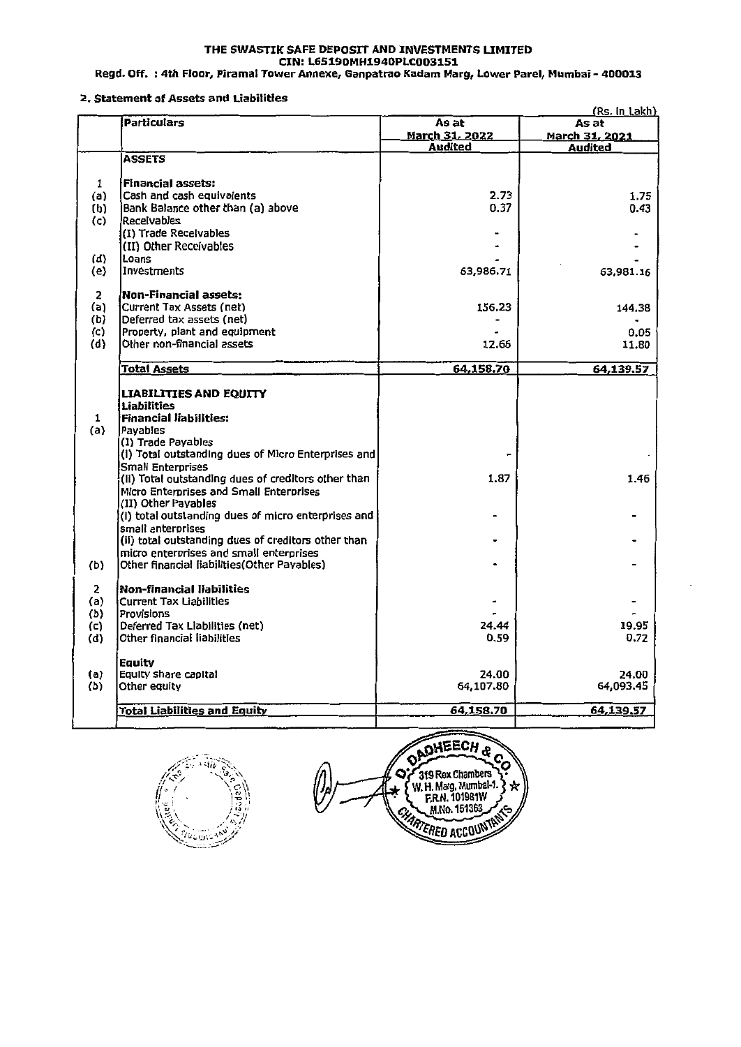**THE SWASTIK SAFE DEPOSIT AND INVESTMENTS LIMITED**
**CIN: L65190MH1940PLC003151**
**Regd. Off. : 4th Floor, Piramal Tower Annexe, Ganpatrao Kadam Marg, Lower Parel, Mumbai - 400013**

**2. Statement of Assets and Liabilities**

(Rs. in Lakh)

| | Particulars | As at March 31, 2022 Audited | As at March 31, 2021 Audited |
|---|---|---|---|
| | **ASSETS** | | |
| 1 | **Financial assets:** | | |
| (a) | Cash and cash equivalents | 2.73 | 1.75 |
| (b) | Bank Balance other than (a) above | 0.37 | 0.43 |
| (c) | Receivables | | |
| | (I) Trade Receivables | - | - |
| | (II) Other Receivables | - | - |
| (d) | Loans | - | - |
| (e) | Investments | 63,986.71 | 63,981.16 |
| 2 | **Non-Financial assets:** | | |
| (a) | Current Tax Assets (net) | 156.23 | 144.38 |
| (b) | Deferred tax assets (net) | - | - |
| (c) | Property, plant and equipment | - | 0.05 |
| (d) | Other non-financial assets | 12.66 | 11.80 |
| | **Total Assets** | **64,158.70** | **64,139.57** |
| | **LIABILITIES AND EQUITY** | | |
| | **Liabilities** | | |
| 1 | **Financial liabilities:** | | |
| (a) | Payables | | |
| | (I) Trade Payables | | |
| | (i) Total outstanding dues of Micro Enterprises and Small Enterprises | - | - |
| | (ii) Total outstanding dues of creditors other than Micro Enterprises and Small Enterprises | 1.87 | 1.46 |
| | (II) Other Payables | | |
| | (i) total outstanding dues of micro enterprises and small enterprises | - | - |
| | (ii) total outstanding dues of creditors other than micro enterprises and small enterprises | - | - |
| (b) | Other financial liabilities(Other Payables) | - | - |
| 2 | **Non-financial liabilities** | | |
| (a) | Current Tax Liabilities | - | - |
| (b) | Provisions | - | - |
| (c) | Deferred Tax Liabilities (net) | 24.44 | 19.95 |
| (d) | Other financial liabilities | 0.59 | 0.72 |
| | **Equity** | | |
| (a) | Equity share capital | 24.00 | 24.00 |
| (b) | Other equity | 64,107.80 | 64,093.45 |
| | **Total Liabilities and Equity** | **64,158.70** | **64,139.57** |

D. DADHEECH & CO.
319 Rex Chambers
W. H. Marg, Mumbai-1.
F.R.N. 101981W
M.No. 151363
CHARTERED ACCOUNTANTS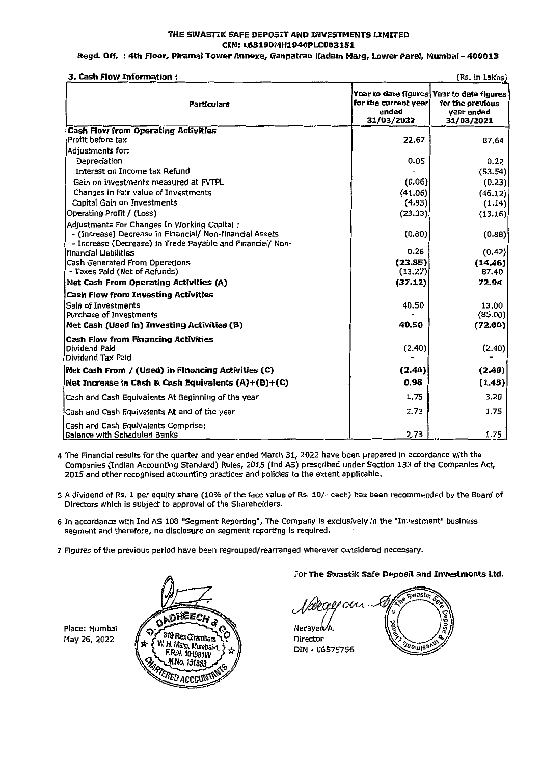**THE SWASTIK SAFE DEPOSIT AND INVESTMENTS LIMITED**
**CIN: L65190MH1940PLC003151**
**Regd. Off. : 4th Floor, Piramal Tower Annexe, Ganpatrao Kadam Marg, Lower Parel, Mumbai - 400013**

**3. Cash Flow Information :** (Rs. In Lakhs)

| Particulars | Year to date figures for the current year ended 31/03/2022 | Year to date figures for the previous year ended 31/03/2021 |
|---|---|---|
| **Cash Flow from Operating Activities** | | |
| Profit before tax | 22.67 | 87.64 |
| Adjustments for: | | |
| Depreciation | 0.05 | 0.22 |
| Interest on Income tax Refund | - | (53.54) |
| Gain on investments measured at FVTPL | (0.06) | (0.23) |
| Changes in Fair value of Investments | (41.06) | (46.12) |
| Capital Gain on Investments | (4.93) | (1.14) |
| Operating Profit / (Loss) | (23.33) | (13.16) |
| Adjustments For Changes In Working Capital : | | |
| - (Increase) Decrease in Financial/ Non-financial Assets | (0.80) | (0.88) |
| - Increase (Decrease) in Trade Payable and Financial/ Non-financial Liabilities | 0.28 | (0.42) |
| Cash Generated From Operations | **(23.85)** | **(14.46)** |
| - Taxes Paid (Net of Refunds) | (13.27) | 87.40 |
| **Net Cash From Operating Activities (A)** | **(37.12)** | **72.94** |
| **Cash Flow from Investing Activities** | | |
| Sale of Investments | 40.50 | 13.00 |
| Purchase of Investments | - | (85.00) |
| **Net Cash (Used In) Investing Activities (B)** | **40.50** | **(72.00)** |
| **Cash Flow from Financing Activities** | | |
| Dividend Paid | (2.40) | (2.40) |
| Dividend Tax Paid | - | - |
| **Net Cash From / (Used) in Financing Activities (C)** | **(2.40)** | **(2.40)** |
| **Net Increase in Cash & Cash Equivalents (A)+(B)+(C)** | **0.98** | **(1.45)** |
| Cash and Cash Equivalents At Beginning of the year | 1.75 | 3.20 |
| Cash and Cash Equivalents At end of the year | 2.73 | 1.75 |
| Cash and Cash Equivalents Comprise: | | |
| Balance with Scheduled Banks | 2.73 | 1.75 |

4 The Financial results for the quarter and year ended March 31, 2022 have been prepared in accordance with the Companies (Indian Accounting Standard) Rules, 2015 (Ind AS) prescribed under Section 133 of the Companies Act, 2015 and other recognised accounting practices and policies to the extent applicable.

5 A dividend of Rs. 1 per equity share (10% of the face value of Rs. 10/- each) has been recommended by the Board of Directors which is subject to approval of the Shareholders.

6 In accordance with Ind AS 108 "Segment Reporting", The Company is exclusively in the "Investment" business segment and therefore, no disclosure on segment reporting is required.

7 Figures of the previous period have been regrouped/rearranged wherever considered necessary.

For **The Swastik Safe Deposit and Investments Ltd.**

Place: Mumbai
May 26, 2022

Narayan A.
Director
DIN - 06575756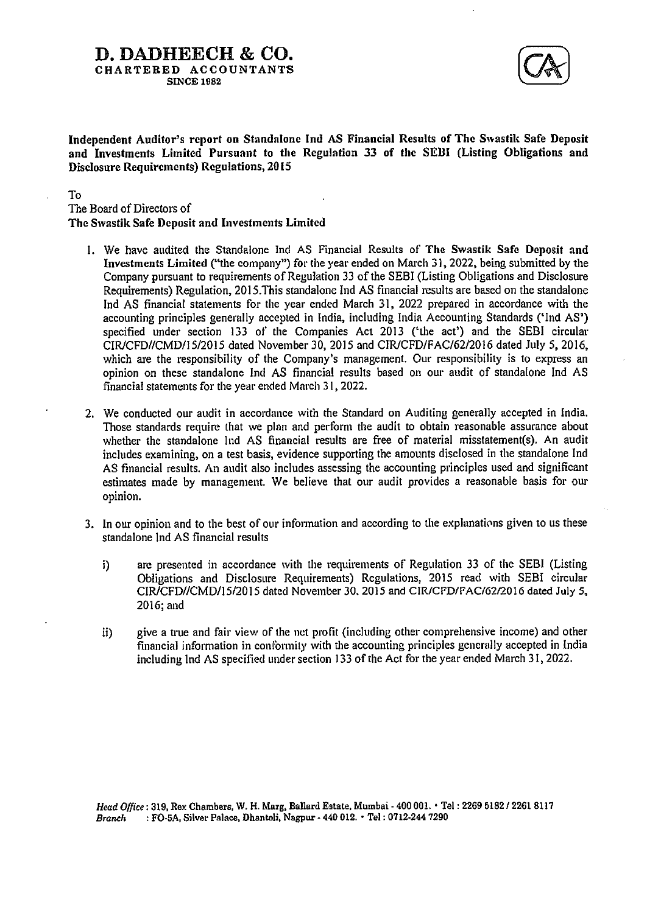# D. DADHEECH & CO.

**CHARTERED ACCOUNTANTS**

**SINCE 1982**

**Independent Auditor's report on Standalone Ind AS Financial Results of The Swastik Safe Deposit and Investments Limited Pursuant to the Regulation 33 of the SEBI (Listing Obligations and Disclosure Requirements) Regulations, 2015**

To
The Board of Directors of
**The Swastik Safe Deposit and Investments Limited**

1. We have audited the Standalone Ind AS Financial Results of **The Swastik Safe Deposit and Investments Limited** ("the company") for the year ended on March 31, 2022, being submitted by the Company pursuant to requirements of Regulation 33 of the SEBI (Listing Obligations and Disclosure Requirements) Regulation, 2015.This standalone Ind AS financial results are based on the standalone Ind AS financial statements for the year ended March 31, 2022 prepared in accordance with the accounting principles generally accepted in India, including India Accounting Standards ('Ind AS') specified under section 133 of the Companies Act 2013 ('the act') and the SEBI circular CIR/CFD//CMD/15/2015 dated November 30, 2015 and CIR/CFD/FAC/62/2016 dated July 5, 2016, which are the responsibility of the Company's management. Our responsibility is to express an opinion on these standalone Ind AS financial results based on our audit of standalone Ind AS financial statements for the year ended March 31, 2022.

2. We conducted our audit in accordance with the Standard on Auditing generally accepted in India. Those standards require that we plan and perform the audit to obtain reasonable assurance about whether the standalone Ind AS financial results are free of material misstatement(s). An audit includes examining, on a test basis, evidence supporting the amounts disclosed in the standalone Ind AS financial results. An audit also includes assessing the accounting principles used and significant estimates made by management. We believe that our audit provides a reasonable basis for our opinion.

3. In our opinion and to the best of our information and according to the explanations given to us these standalone Ind AS financial results

    i) are presented in accordance with the requirements of Regulation 33 of the SEBI (Listing Obligations and Disclosure Requirements) Regulations, 2015 read with SEBI circular CIR/CFD//CMD/15/2015 dated November 30, 2015 and CIR/CFD/FAC/62/2016 dated July 5, 2016; and

    ii) give a true and fair view of the net profit (including other comprehensive income) and other financial information in conformity with the accounting principles generally accepted in India including Ind AS specified under section 133 of the Act for the year ended March 31, 2022.

*Head Office* : 319, Rex Chambers, W. H. Marg, Ballard Estate, Mumbai - 400 001. • Tel : 2269 5182 / 2261 8117
*Branch* : FO-5A, Silver Palace, Dhantoli, Nagpur - 440 012. • Tel : 0712-244 7290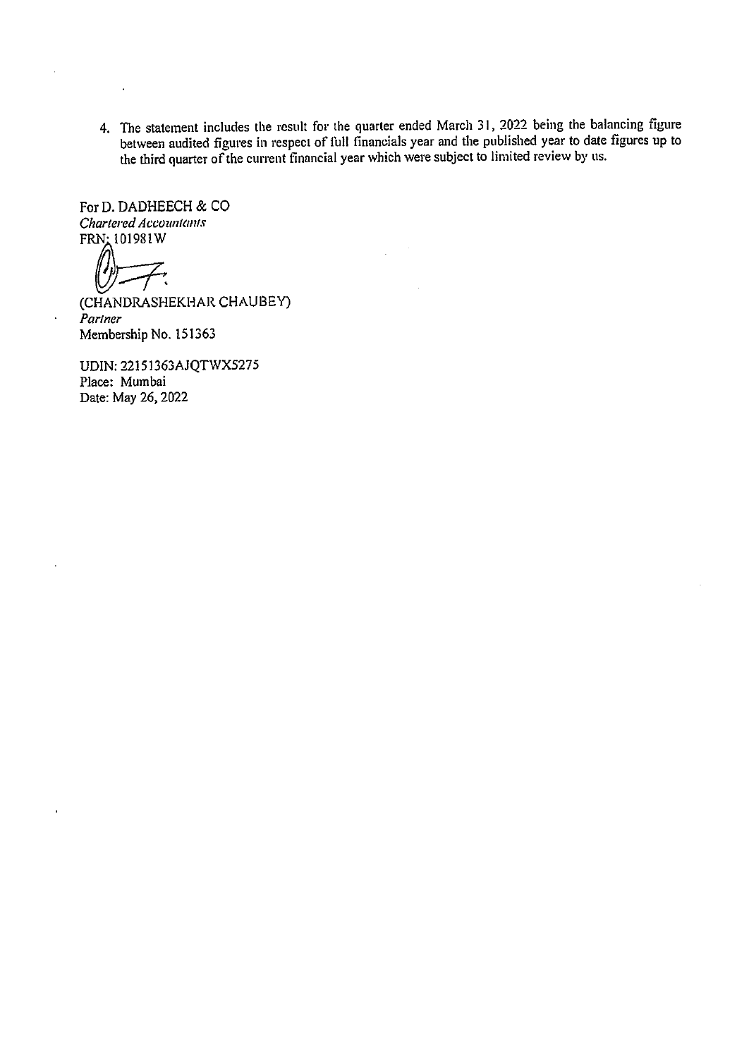4. The statement includes the result for the quarter ended March 31, 2022 being the balancing figure between audited figures in respect of full financials year and the published year to date figures up to the third quarter of the current financial year which were subject to limited review by us.

For D. DADHEECH & CO
*Chartered Accountants*
FRN: 101981W

(CHANDRASHEKHAR CHAUBEY)
*Partner*
Membership No. 151363

UDIN: 22151363AJQTWX5275
Place: Mumbai
Date: May 26, 2022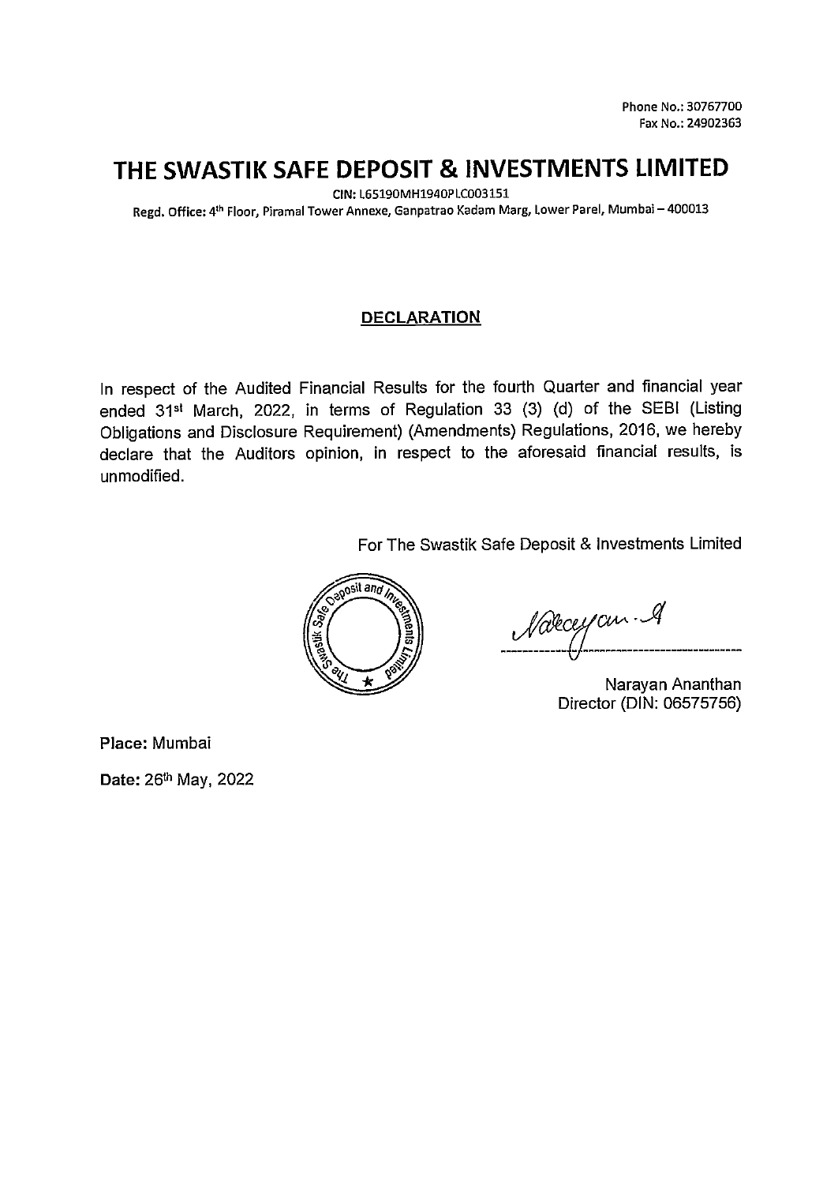Phone No.: 30767700
Fax No.: 24902363

# THE SWASTIK SAFE DEPOSIT & INVESTMENTS LIMITED

CIN: L65190MH1940PLC003151

Regd. Office: 4th Floor, Piramal Tower Annexe, Ganpatrao Kadam Marg, Lower Parel, Mumbai – 400013

## DECLARATION

In respect of the Audited Financial Results for the fourth Quarter and financial year ended 31st March, 2022, in terms of Regulation 33 (3) (d) of the SEBI (Listing Obligations and Disclosure Requirement) (Amendments) Regulations, 2016, we hereby declare that the Auditors opinion, in respect to the aforesaid financial results, is unmodified.

For The Swastik Safe Deposit & Investments Limited

Narayan Ananthan
Director (DIN: 06575756)

**Place:** Mumbai

**Date:** 26th May, 2022